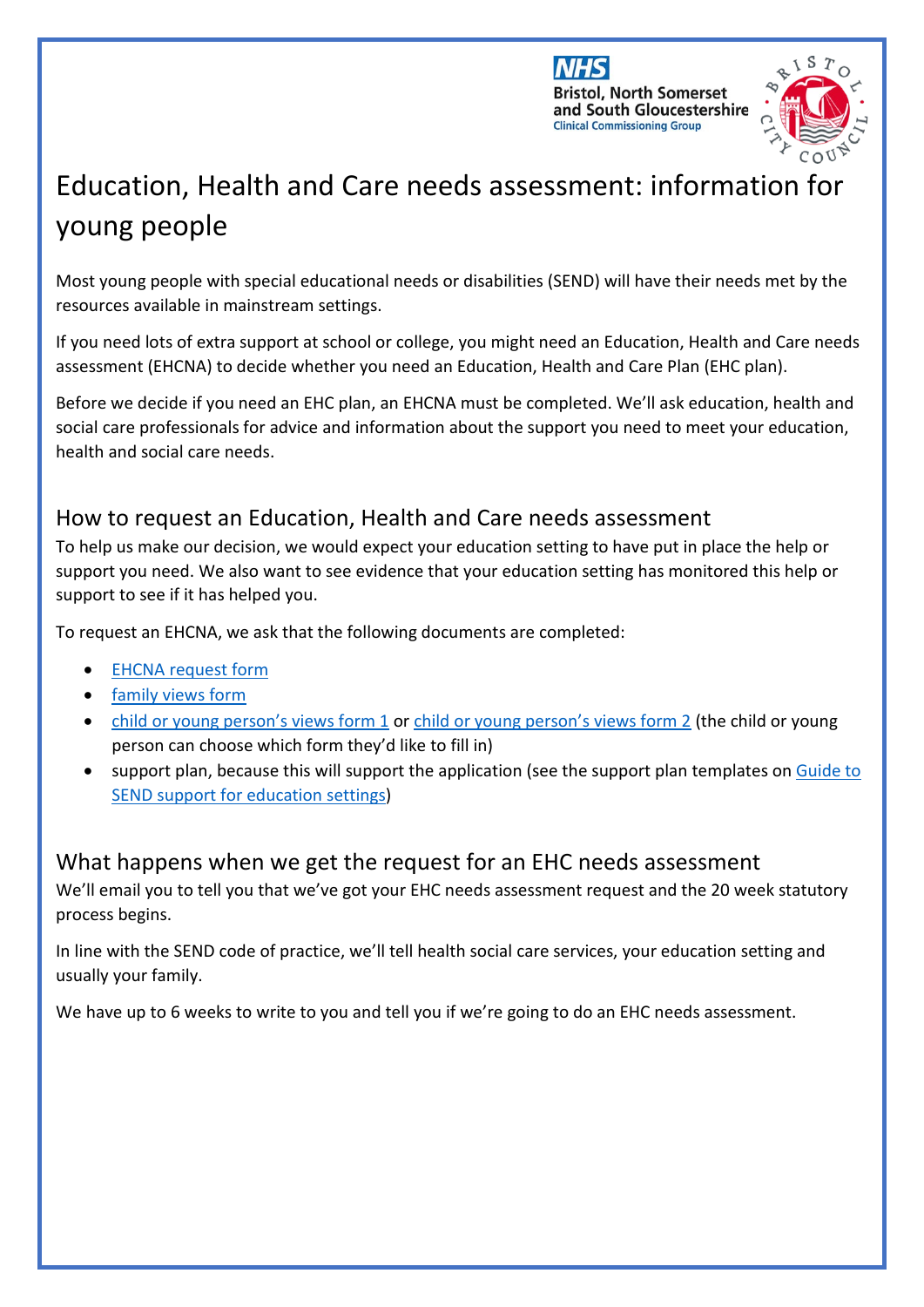# Education, Health and Care needs assessment: information for young people

Most young people with special educational needs or disabilities (SEND) will have their needs met by the resources available in mainstream settings.

If you need lots of extra support at school or college, you might need an Education, Health and Care needs assessment (EHCNA) to decide whether you need an Education, Health and Care Plan (EHC plan).

Before we decide if you need an EHC plan, an EHCNA must be completed. We'll ask education, health and social care professionals for advice and information about the support you need to meet your education, health and social care needs.

## How to request an Education, Health and Care needs assessment

To help us make our decision, we would expect your education setting to have put in place the help or support you need. We also want to see evidence that your education setting has monitored this help or support to see if it has helped you.

To request an EHCNA, we ask that the following documents are completed:

- EHCNA request form
- family views form
- child or young person's views form 1 or child or young person's views form 2 (the child or young person can choose which form they'd like to fill in)
- support plan, because this will support the application (see the support plan templates on Guide to SEND support for education settings)

## What happens when we get the request for an EHC needs assessment

We'll email you to tell you that we've got your EHC needs assessment request and the 20 week statutory process begins.

In line with the SEND code of practice, we'll tell health social care services, your education setting and usually your family.

We have up to 6 weeks to write to you and tell you if we're going to do an EHC needs assessment.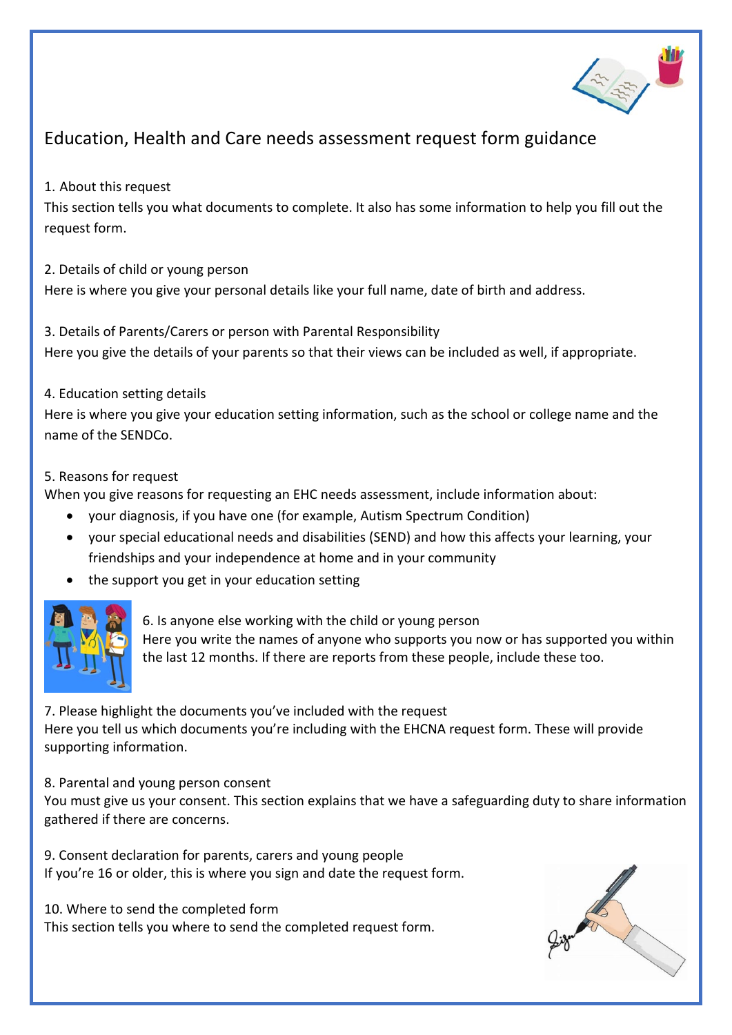# Education, Health and Care needs assessment request form guidance

## 1. About this request

This section tells you what documents to complete. It also has some information to help you fill out the request form.

## 2. Details of child or young person

Here is where you give your personal details like your full name, date of birth and address.

## 3. Details of Parents/Carers or person with Parental Responsibility

Here you give the details of your parents so that their views can be included as well, if appropriate.

## 4. Education setting details

Here is where you give your education setting information, such as the school or college name and the name of the SENDCo.

## 5. Reasons for request

When you give reasons for requesting an EHC needs assessment, include information about:

- your diagnosis, if you have one (for example, Autism Spectrum Condition)
- your special educational needs and disabilities (SEND) and how this affects your learning, your friendships and your independence at home and in your community
- the support you get in your education setting

## 6. Is anyone else working with the child or young person

Here you write the names of anyone who supports you now or has supported you within the last 12 months. If there are reports from these people, include these too.

## 7. Please highlight the documents you've included with the request

Here you tell us which documents you're including with the EHCNA request form. These will provide supporting information.

## 8. Parental and young person consent

You must give us your consent. This section explains that we have a safeguarding duty to share information gathered if there are concerns.

## 9. Consent declaration for parents, carers and young people

If you're 16 or older, this is where you sign and date the request form.

## 10. Where to send the completed form

This section tells you where to send the completed request form.